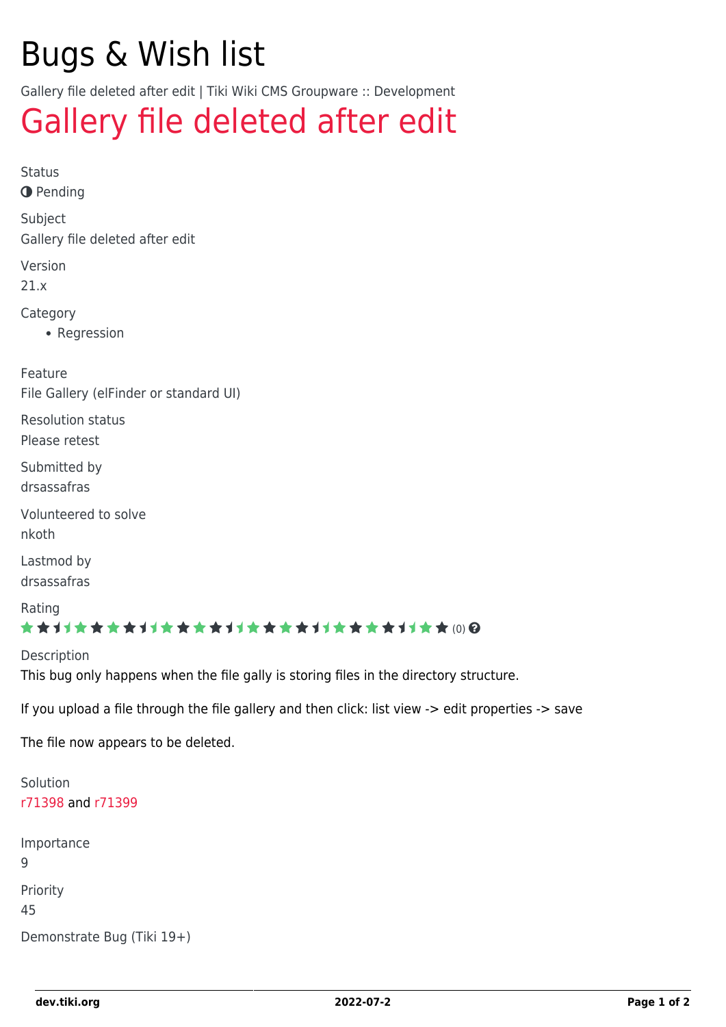# Bugs & Wish list

Gallery file deleted after edit | Tiki Wiki CMS Groupware :: Development

## Gallery file deleted after edit

Status

Pending

Subject

Gallery file deleted after edit

Version

21.x

Category

- Regression

Feature

File Gallery (elFinder or standard UI)

Resolution status

Please retest

Submitted by

drsassafras

Volunteered to solve

nkoth

Lastmod by

drsassafras

Rating

(0)

Description

This bug only happens when the file gally is storing files in the directory structure.

If you upload a file through the file gallery and then click: list view -> edit properties -> save

The file now appears to be deleted.

Solution

r71398 and r71399

Importance

9

Priority

45

Demonstrate Bug (Tiki 19+)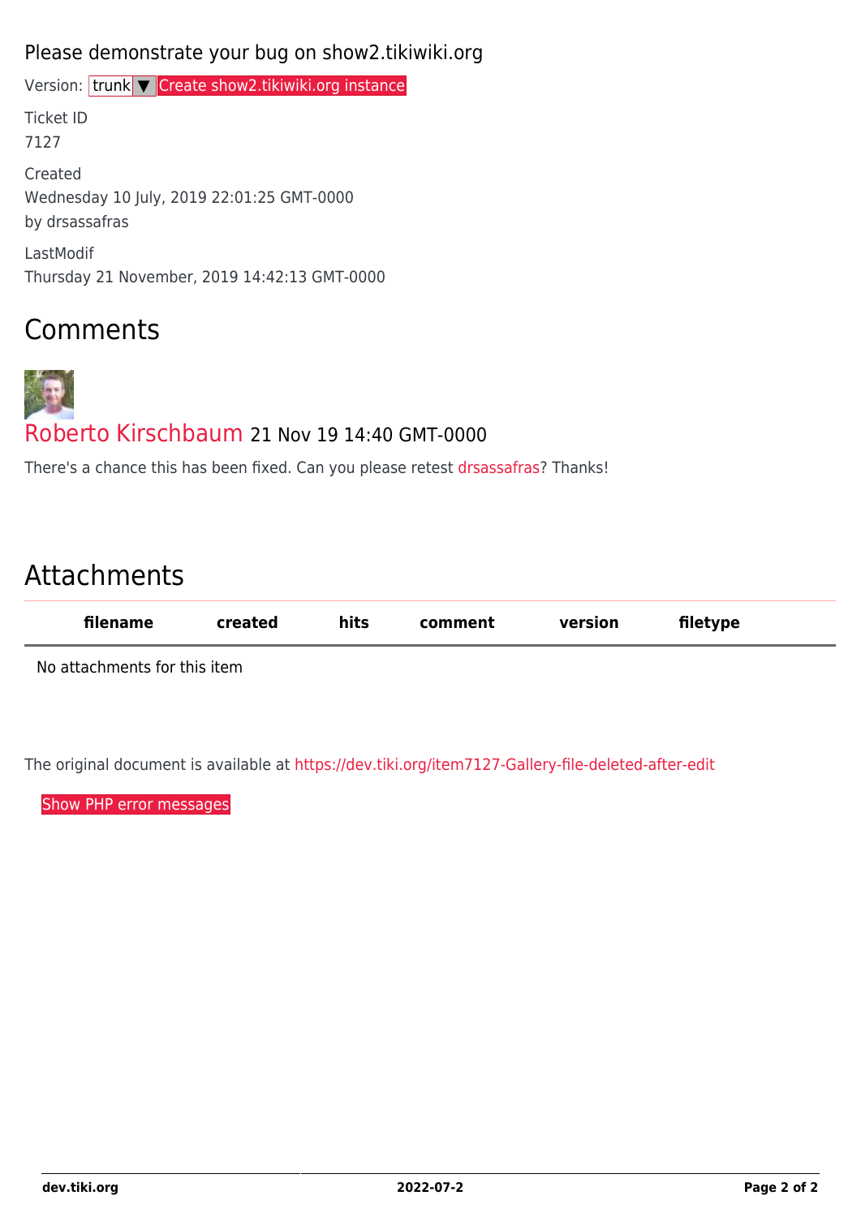Please demonstrate your bug on show2.tikiwiki.org

Version: trunk ▼ Create show2.tikiwiki.org instance

Ticket ID
7127

Created
Wednesday 10 July, 2019 22:01:25 GMT-0000
by drsassafras

LastModif
Thursday 21 November, 2019 14:42:13 GMT-0000

## Comments

Roberto Kirschbaum 21 Nov 19 14:40 GMT-0000

There's a chance this has been fixed. Can you please retest drsassafras? Thanks!

## Attachments

| filename | created | hits | comment | version | filetype |
|---|---|---|---|---|---|
| No attachments for this item | | | | | |

The original document is available at https://dev.tiki.org/item7127-Gallery-file-deleted-after-edit

Show PHP error messages